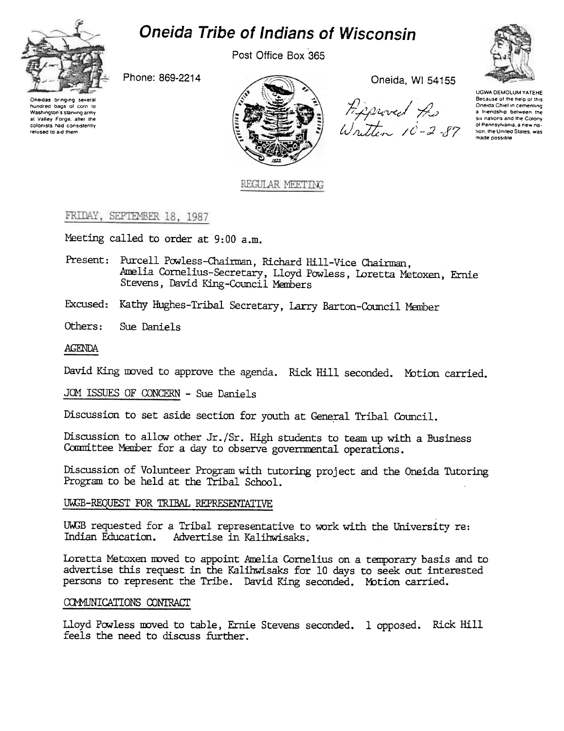# Oneida Tribe of Indians of Wisconsin

Post Office Box 365

Phone: 869-2214

Oneida, WI 54155

Oneidas bringing several hundred bags of corn to Washington's starving army at Valley Forge, after the colonists had consistently refused to aid them

UGWA DEMOLUM YATEHE
Because of the help of this Oneida Chief in cementing a friendship between the six nations and the Colony of Pennsylvania, a new nation, the United States, was made possible

Approved As Written 10-2-87

REGULAR MEETING

FRIDAY, SEPTEMBER 18, 1987

Meeting called to order at 9:00 a.m.

Present: Purcell Powless-Chairman, Richard Hill-Vice Chairman, Amelia Cornelius-Secretary, Lloyd Powless, Loretta Metoxen, Ernie Stevens, David King-Council Members

Excused: Kathy Hughes-Tribal Secretary, Larry Barton-Council Member

Others: Sue Daniels

AGENDA

David King moved to approve the agenda. Rick Hill seconded. Motion carried.

JOM ISSUES OF CONCERN - Sue Daniels

Discussion to set aside section for youth at General Tribal Council.

Discussion to allow other Jr./Sr. High students to team up with a Business Committee Member for a day to observe governmental operations.

Discussion of Volunteer Program with tutoring project and the Oneida Tutoring Program to be held at the Tribal School.

UWGB-REQUEST FOR TRIBAL REPRESENTATIVE

UWGB requested for a Tribal representative to work with the University re: Indian Education. Advertise in Kalihwisaks.

Loretta Metoxen moved to appoint Amelia Cornelius on a temporary basis and to advertise this request in the Kalihwisaks for 10 days to seek out interested persons to represent the Tribe. David King seconded. Motion carried.

COMMUNICATIONS CONTRACT

Lloyd Powless moved to table, Ernie Stevens seconded. 1 opposed. Rick Hill feels the need to discuss further.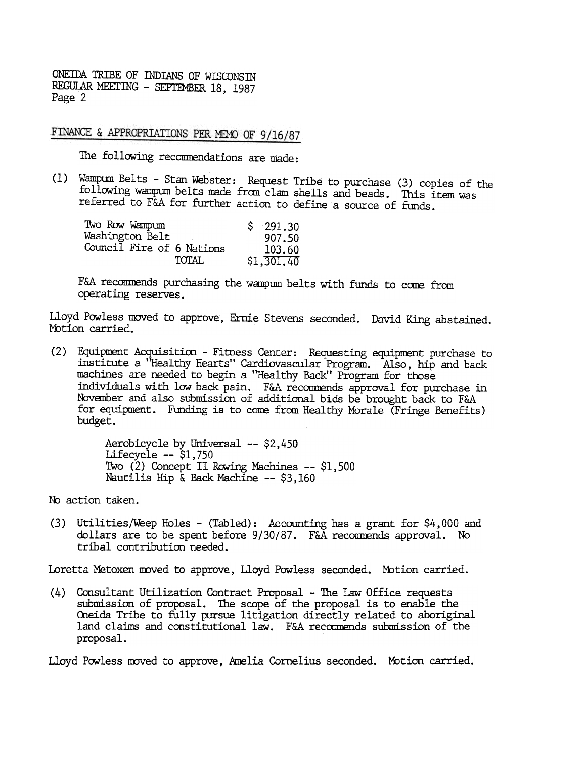ONEIDA TRIBE OF INDIANS OF WISCONSIN
REGULAR MEETING - SEPTEMBER 18, 1987
Page 2

## FINANCE & APPROPRIATIONS PER MEMO OF 9/16/87

The following recommendations are made:

(1) Wampum Belts - Stan Webster: Request Tribe to purchase (3) copies of the following wampum belts made from clam shells and beads. This item was referred to F&A for further action to define a source of funds.

| | |
|---|---|
| Two Row Wampum | $ 291.30 |
| Washington Belt | 907.50 |
| Council Fire of 6 Nations | 103.60 |
| TOTAL | $1,301.40 |

F&A recommends purchasing the wampum belts with funds to come from operating reserves.

Lloyd Powless moved to approve, Ernie Stevens seconded. David King abstained. Motion carried.

(2) Equipment Acquisition - Fitness Center: Requesting equipment purchase to institute a "Healthy Hearts" Cardiovascular Program. Also, hip and back machines are needed to begin a "Healthy Back" Program for those individuals with low back pain. F&A recommends approval for purchase in November and also submission of additional bids be brought back to F&A for equipment. Funding is to come from Healthy Morale (Fringe Benefits) budget.

Aerobicycle by Universal -- $2,450
Lifecycle -- $1,750
Two (2) Concept II Rowing Machines -- $1,500
Nautilis Hip & Back Machine -- $3,160

No action taken.

(3) Utilities/Weep Holes - (Tabled): Accounting has a grant for $4,000 and dollars are to be spent before 9/30/87. F&A recommends approval. No tribal contribution needed.

Loretta Metoxen moved to approve, Lloyd Powless seconded. Motion carried.

(4) Consultant Utilization Contract Proposal - The Law Office requests submission of proposal. The scope of the proposal is to enable the Oneida Tribe to fully pursue litigation directly related to aboriginal land claims and constitutional law. F&A recommends submission of the proposal.

Lloyd Powless moved to approve, Amelia Cornelius seconded. Motion carried.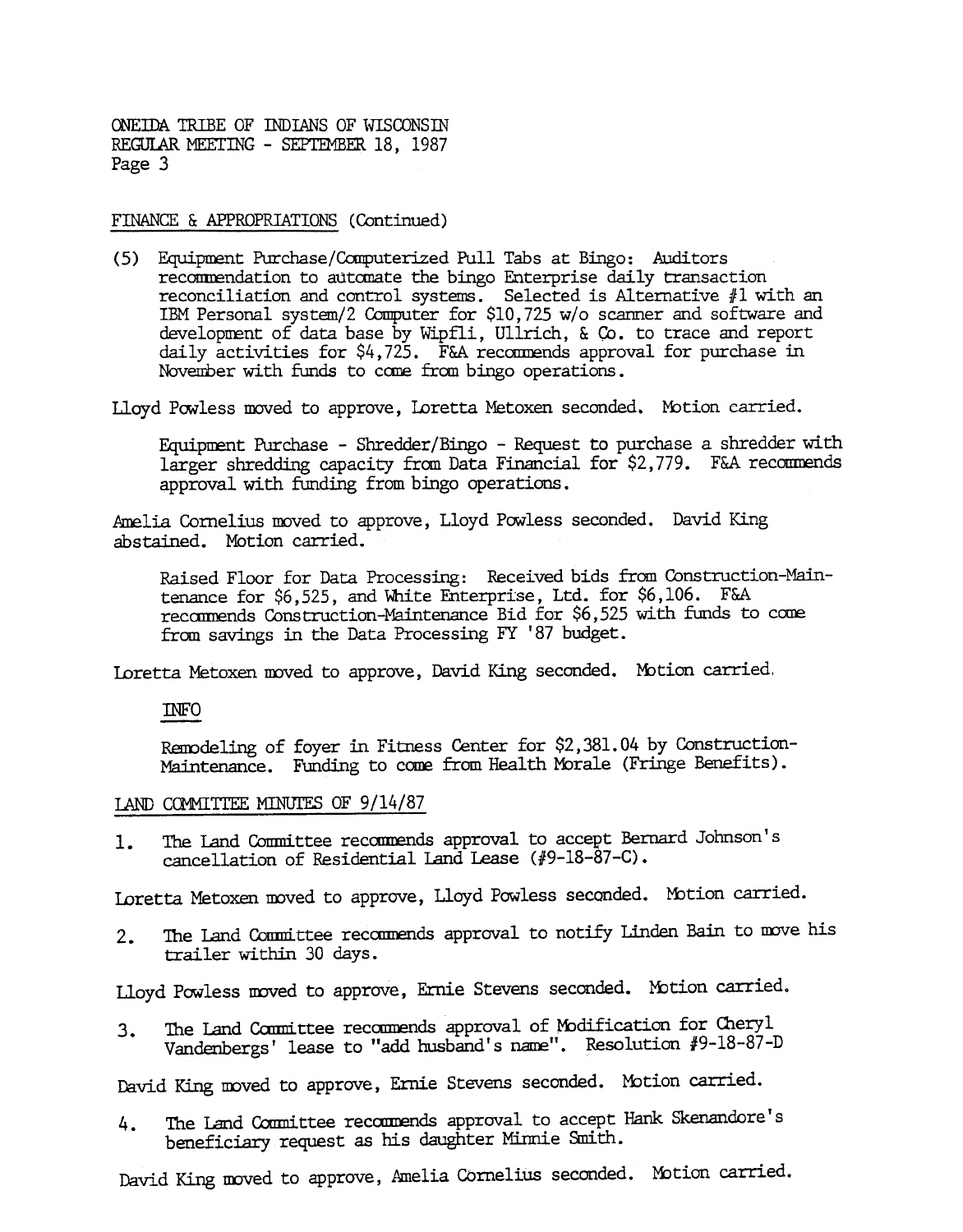FINANCE & APPROPRIATIONS (Continued)

(5) Equipment Purchase/Computerized Pull Tabs at Bingo: Auditors recommendation to automate the bingo Enterprise daily transaction reconciliation and control systems. Selected is Alternative #1 with an IBM Personal system/2 Computer for $10,725 w/o scanner and software and development of data base by Wipfli, Ullrich, & Co. to trace and report daily activities for $4,725. F&A recommends approval for purchase in November with funds to come from bingo operations.

Lloyd Powless moved to approve, Loretta Metoxen seconded. Motion carried.

Equipment Purchase - Shredder/Bingo - Request to purchase a shredder with larger shredding capacity from Data Financial for $2,779. F&A recommends approval with funding from bingo operations.

Amelia Cornelius moved to approve, Lloyd Powless seconded. David King abstained. Motion carried.

Raised Floor for Data Processing: Received bids from Construction-Maintenance for $6,525, and White Enterprise, Ltd. for $6,106. F&A recommends Construction-Maintenance Bid for $6,525 with funds to come from savings in the Data Processing FY '87 budget.

Loretta Metoxen moved to approve, David King seconded. Motion carried.

INFO

Remodeling of foyer in Fitness Center for $2,381.04 by Construction-Maintenance. Funding to come from Health Morale (Fringe Benefits).

LAND COMMITTEE MINUTES OF 9/14/87

1. The Land Committee recommends approval to accept Bernard Johnson's cancellation of Residential Land Lease (#9-18-87-C).

Loretta Metoxen moved to approve, Lloyd Powless seconded. Motion carried.

2. The Land Committee recommends approval to notify Linden Bain to move his trailer within 30 days.

Lloyd Powless moved to approve, Ernie Stevens seconded. Motion carried.

3. The Land Committee recommends approval of Modification for Cheryl Vandenbergs' lease to "add husband's name". Resolution #9-18-87-D

David King moved to approve, Ernie Stevens seconded. Motion carried.

4. The Land Committee recommends approval to accept Hank Skenandore's beneficiary request as his daughter Minnie Smith.

David King moved to approve, Amelia Cornelius seconded. Motion carried.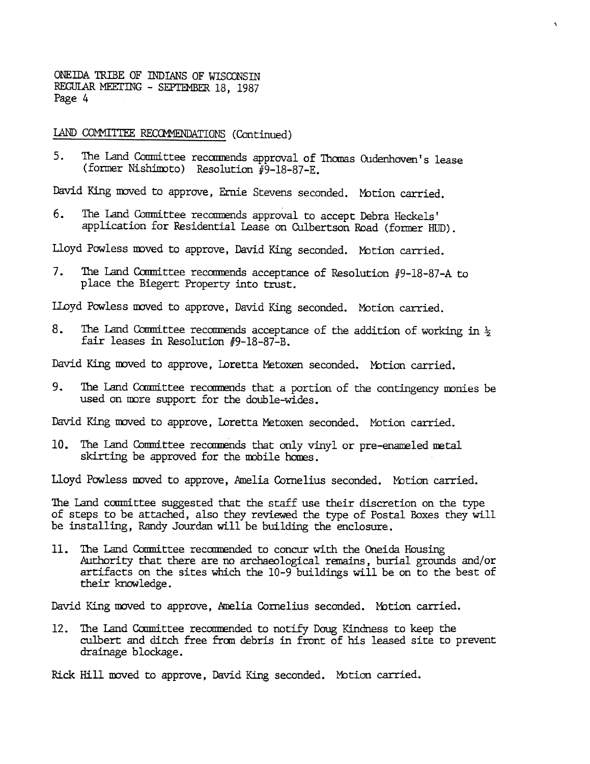LAND COMMITTEE RECOMMENDATIONS (Continued)

5. The Land Committee recommends approval of Thomas Oudenhoven's lease (former Nishimoto) Resolution #9-18-87-E.

David King moved to approve, Ernie Stevens seconded. Motion carried.

6. The Land Committee recommends approval to accept Debra Heckels' application for Residential Lease on Culbertson Road (former HUD).

Lloyd Powless moved to approve, David King seconded. Motion carried.

7. The Land Committee recommends acceptance of Resolution #9-18-87-A to place the Biegert Property into trust.

Lloyd Powless moved to approve, David King seconded. Motion carried.

8. The Land Committee recommends acceptance of the addition of working in ½ fair leases in Resolution #9-18-87-B.

David King moved to approve, Loretta Metoxen seconded. Motion carried.

9. The Land Committee recommends that a portion of the contingency monies be used on more support for the double-wides.

David King moved to approve, Loretta Metoxen seconded. Motion carried.

10. The Land Committee recommends that only vinyl or pre-enameled metal skirting be approved for the mobile homes.

Lloyd Powless moved to approve, Amelia Cornelius seconded. Motion carried.

The Land committee suggested that the staff use their discretion on the type of steps to be attached, also they reviewed the type of Postal Boxes they will be installing, Randy Jourdan will be building the enclosure.

11. The Land Committee recommended to concur with the Oneida Housing Authority that there are no archaeological remains, burial grounds and/or artifacts on the sites which the 10-9 buildings will be on to the best of their knowledge.

David King moved to approve, Amelia Cornelius seconded. Motion carried.

12. The Land Committee recommended to notify Doug Kindness to keep the culbert and ditch free from debris in front of his leased site to prevent drainage blockage.

Rick Hill moved to approve, David King seconded. Motion carried.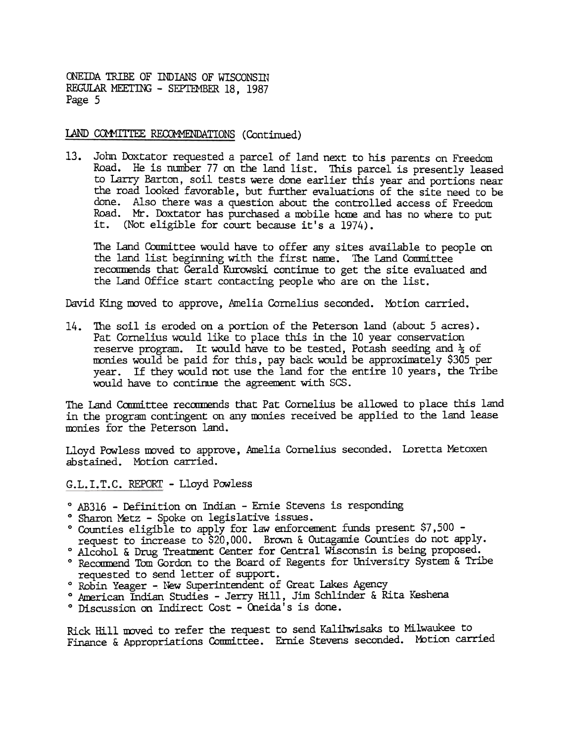LAND COMMITTEE RECOMMENDATIONS (Continued)

13. John Doxtator requested a parcel of land next to his parents on Freedom Road. He is number 77 on the land list. This parcel is presently leased to Larry Barton, soil tests were done earlier this year and portions near the road looked favorable, but further evaluations of the site need to be done. Also there was a question about the controlled access of Freedom Road. Mr. Doxtator has purchased a mobile home and has no where to put it. (Not eligible for court because it's a 1974).

    The Land Committee would have to offer any sites available to people on the land list beginning with the first name. The Land Committee recommends that Gerald Kurowski continue to get the site evaluated and the Land Office start contacting people who are on the list.

David King moved to approve, Amelia Cornelius seconded. Motion carried.

14. The soil is eroded on a portion of the Peterson land (about 5 acres). Pat Cornelius would like to place this in the 10 year conservation reserve program. It would have to be tested, Potash seeding and ½ of monies would be paid for this, pay back would be approximately $305 per year. If they would not use the land for the entire 10 years, the Tribe would have to continue the agreement with SCS.

The Land Committee recommends that Pat Cornelius be allowed to place this land in the program contingent on any monies received be applied to the land lease monies for the Peterson land.

Lloyd Powless moved to approve, Amelia Cornelius seconded. Loretta Metoxen abstained. Motion carried.

G.L.I.T.C. REPORT - Lloyd Powless

- AB316 - Definition on Indian - Ernie Stevens is responding
- Sharon Metz - Spoke on legislative issues.
- Counties eligible to apply for law enforcement funds present $7,500 - request to increase to $20,000. Brown & Outagamie Counties do not apply.
- Alcohol & Drug Treatment Center for Central Wisconsin is being proposed.
- Recommend Tom Gordon to the Board of Regents for University System & Tribe requested to send letter of support.
- Robin Yeager - New Superintendent of Great Lakes Agency
- American Indian Studies - Jerry Hill, Jim Schlinder & Rita Keshena
- Discussion on Indirect Cost - Oneida's is done.

Rick Hill moved to refer the request to send Kalihwisaks to Milwaukee to Finance & Appropriations Committee. Ernie Stevens seconded. Motion carried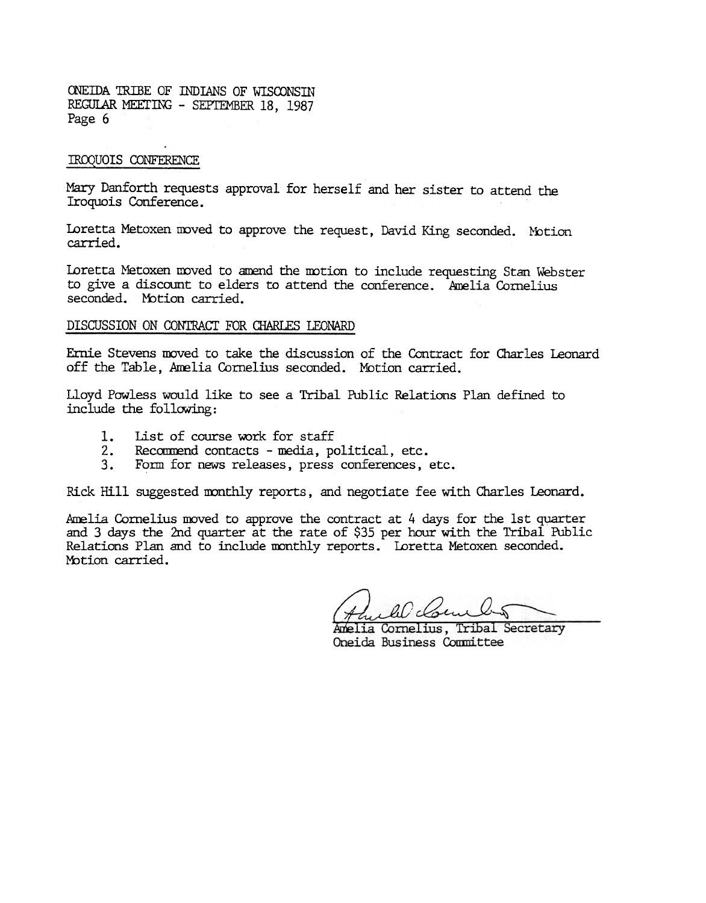ONEIDA TRIBE OF INDIANS OF WISCONSIN
REGULAR MEETING - SEPTEMBER 18, 1987
Page 6

## IROQUOIS CONFERENCE

Mary Danforth requests approval for herself and her sister to attend the Iroquois Conference.

Loretta Metoxen moved to approve the request, David King seconded. Motion carried.

Loretta Metoxen moved to amend the motion to include requesting Stan Webster to give a discount to elders to attend the conference. Amelia Cornelius seconded. Motion carried.

## DISCUSSION ON CONTRACT FOR CHARLES LEONARD

Ernie Stevens moved to take the discussion of the Contract for Charles Leonard off the Table, Amelia Cornelius seconded. Motion carried.

Lloyd Powless would like to see a Tribal Public Relations Plan defined to include the following:

1. List of course work for staff
2. Recommend contacts - media, political, etc.
3. Form for news releases, press conferences, etc.

Rick Hill suggested monthly reports, and negotiate fee with Charles Leonard.

Amelia Cornelius moved to approve the contract at 4 days for the 1st quarter and 3 days the 2nd quarter at the rate of $35 per hour with the Tribal Public Relations Plan and to include monthly reports. Loretta Metoxen seconded. Motion carried.

Amelia Cornelius, Tribal Secretary
Oneida Business Committee